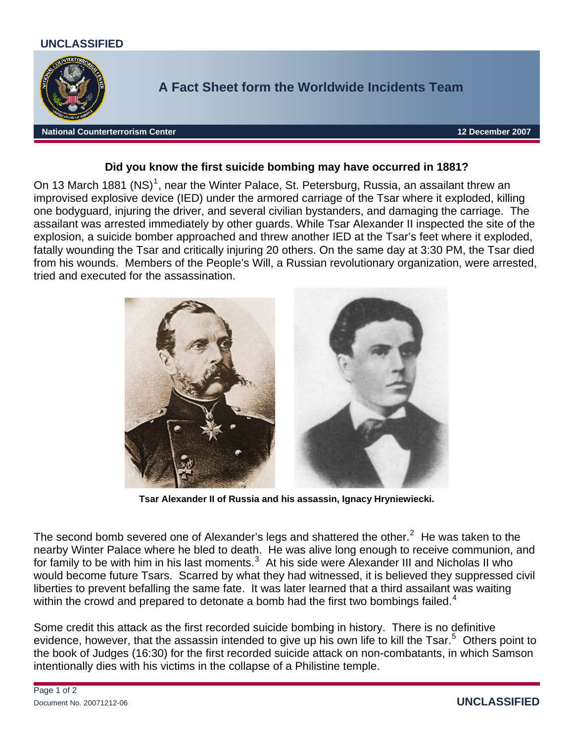UNCLASSIFIED

# A Fact Sheet form the Worldwide Incidents Team

**National Counterterrorism Center** **12 December 2007**

## Did you know the first suicide bombing may have occurred in 1881?

On 13 March 1881 (NS)[1], near the Winter Palace, St. Petersburg, Russia, an assailant threw an improvised explosive device (IED) under the armored carriage of the Tsar where it exploded, killing one bodyguard, injuring the driver, and several civilian bystanders, and damaging the carriage. The assailant was arrested immediately by other guards. While Tsar Alexander II inspected the site of the explosion, a suicide bomber approached and threw another IED at the Tsar's feet where it exploded, fatally wounding the Tsar and critically injuring 20 others. On the same day at 3:30 PM, the Tsar died from his wounds. Members of the People's Will, a Russian revolutionary organization, were arrested, tried and executed for the assassination.

**Tsar Alexander II of Russia and his assassin, Ignacy Hryniewiecki.**

The second bomb severed one of Alexander's legs and shattered the other.[2] He was taken to the nearby Winter Palace where he bled to death. He was alive long enough to receive communion, and for family to be with him in his last moments.[3] At his side were Alexander III and Nicholas II who would become future Tsars. Scarred by what they had witnessed, it is believed they suppressed civil liberties to prevent befalling the same fate. It was later learned that a third assailant was waiting within the crowd and prepared to detonate a bomb had the first two bombings failed.[4]

Some credit this attack as the first recorded suicide bombing in history. There is no definitive evidence, however, that the assassin intended to give up his own life to kill the Tsar.[5] Others point to the book of Judges (16:30) for the first recorded suicide attack on non-combatants, in which Samson intentionally dies with his victims in the collapse of a Philistine temple.

Document No. 20071212-06

UNCLASSIFIED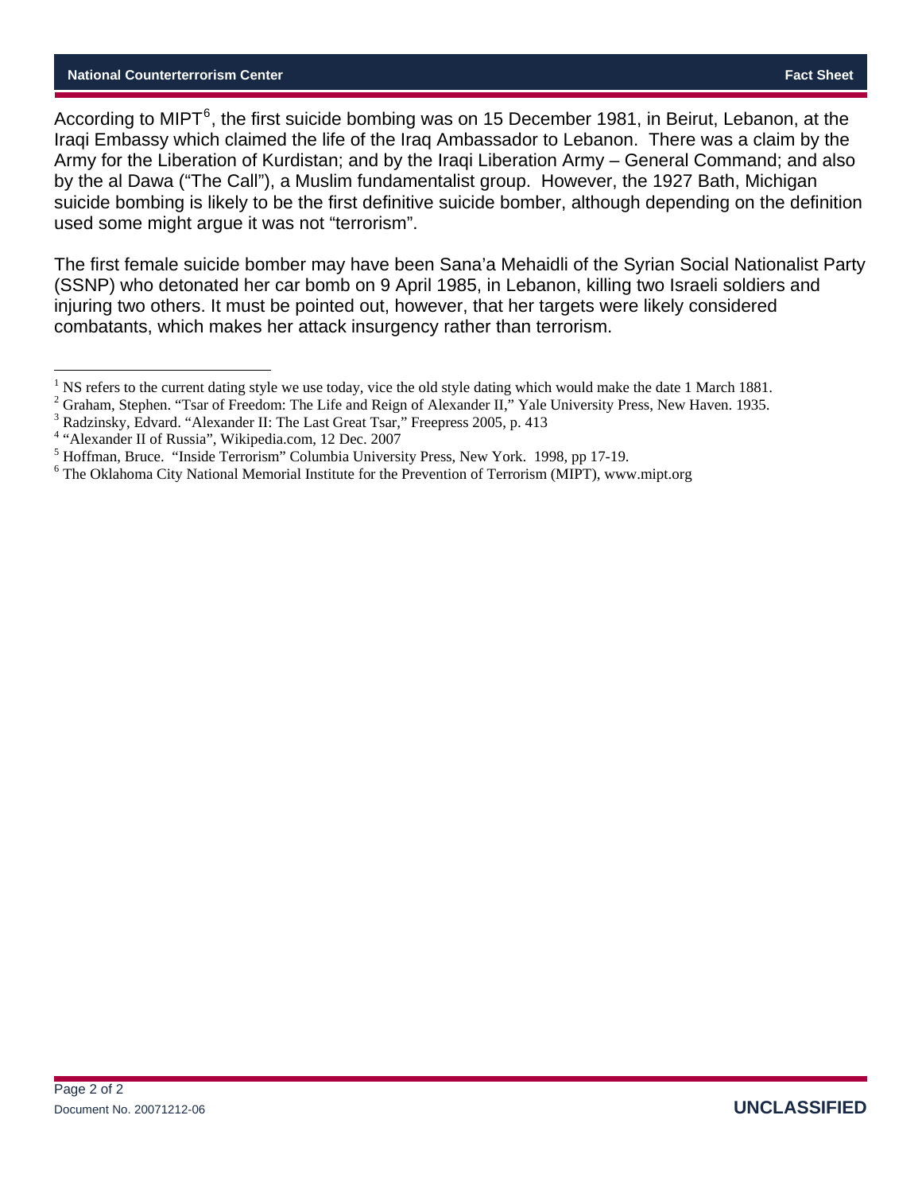According to MIPT[6], the first suicide bombing was on 15 December 1981, in Beirut, Lebanon, at the Iraqi Embassy which claimed the life of the Iraq Ambassador to Lebanon. There was a claim by the Army for the Liberation of Kurdistan; and by the Iraqi Liberation Army – General Command; and also by the al Dawa ("The Call"), a Muslim fundamentalist group. However, the 1927 Bath, Michigan suicide bombing is likely to be the first definitive suicide bomber, although depending on the definition used some might argue it was not "terrorism".

The first female suicide bomber may have been Sana'a Mehaidli of the Syrian Social Nationalist Party (SSNP) who detonated her car bomb on 9 April 1985, in Lebanon, killing two Israeli soldiers and injuring two others. It must be pointed out, however, that her targets were likely considered combatants, which makes her attack insurgency rather than terrorism.

---

[1] NS refers to the current dating style we use today, vice the old style dating which would make the date 1 March 1881.

[2] Graham, Stephen. "Tsar of Freedom: The Life and Reign of Alexander II," Yale University Press, New Haven. 1935.

[3] Radzinsky, Edvard. "Alexander II: The Last Great Tsar," Freepress 2005, p. 413

[4] "Alexander II of Russia", Wikipedia.com, 12 Dec. 2007

[5] Hoffman, Bruce. "Inside Terrorism" Columbia University Press, New York. 1998, pp 17-19.

[6] The Oklahoma City National Memorial Institute for the Prevention of Terrorism (MIPT), www.mipt.org